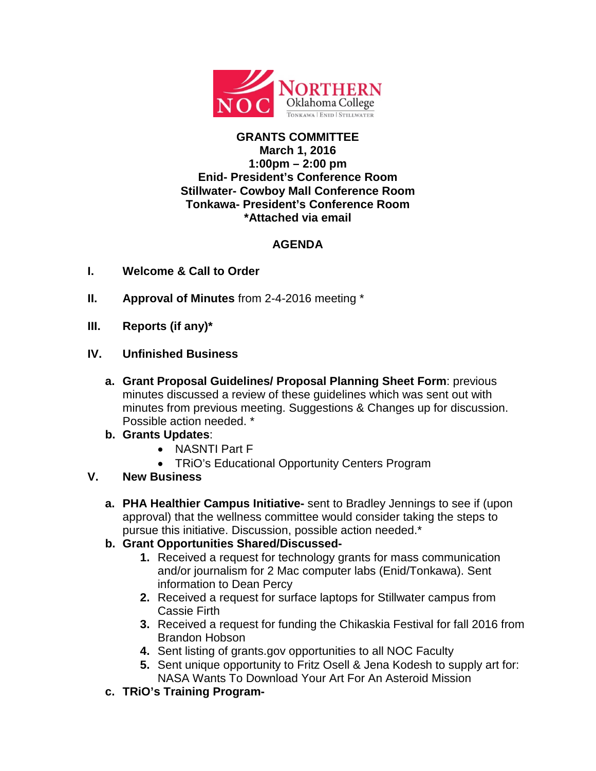NORTHERN Oklahoma College
TONKAWA | ENID | STILLWATER

**GRANTS COMMITTEE**
**March 1, 2016**
**1:00pm – 2:00 pm**
**Enid- President's Conference Room**
**Stillwater- Cowboy Mall Conference Room**
**Tonkawa- President's Conference Room**
***Attached via email**

## AGENDA

**I. Welcome & Call to Order**

**II. Approval of Minutes** from 2-4-2016 meeting *

**III. Reports (if any)***

**IV. Unfinished Business**

- **a. Grant Proposal Guidelines/ Proposal Planning Sheet Form**: previous minutes discussed a review of these guidelines which was sent out with minutes from previous meeting. Suggestions & Changes up for discussion. Possible action needed. *
- **b. Grants Updates**:
  - NASNTI Part F
  - TRiO's Educational Opportunity Centers Program

**V. New Business**

- **a. PHA Healthier Campus Initiative-** sent to Bradley Jennings to see if (upon approval) that the wellness committee would consider taking the steps to pursue this initiative. Discussion, possible action needed.*
- **b. Grant Opportunities Shared/Discussed-**
  1. Received a request for technology grants for mass communication and/or journalism for 2 Mac computer labs (Enid/Tonkawa). Sent information to Dean Percy
  2. Received a request for surface laptops for Stillwater campus from Cassie Firth
  3. Received a request for funding the Chikaskia Festival for fall 2016 from Brandon Hobson
  4. Sent listing of grants.gov opportunities to all NOC Faculty
  5. Sent unique opportunity to Fritz Osell & Jena Kodesh to supply art for: NASA Wants To Download Your Art For An Asteroid Mission
- **c. TRiO's Training Program-**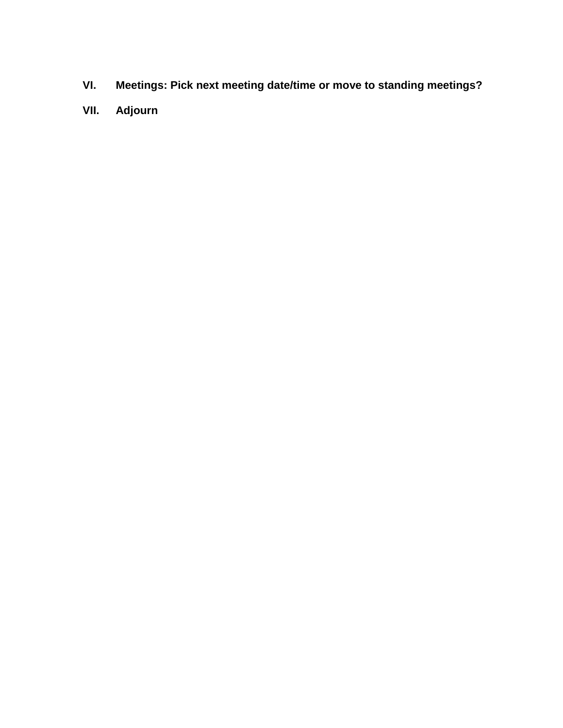**VI. Meetings: Pick next meeting date/time or move to standing meetings?**

**VII. Adjourn**